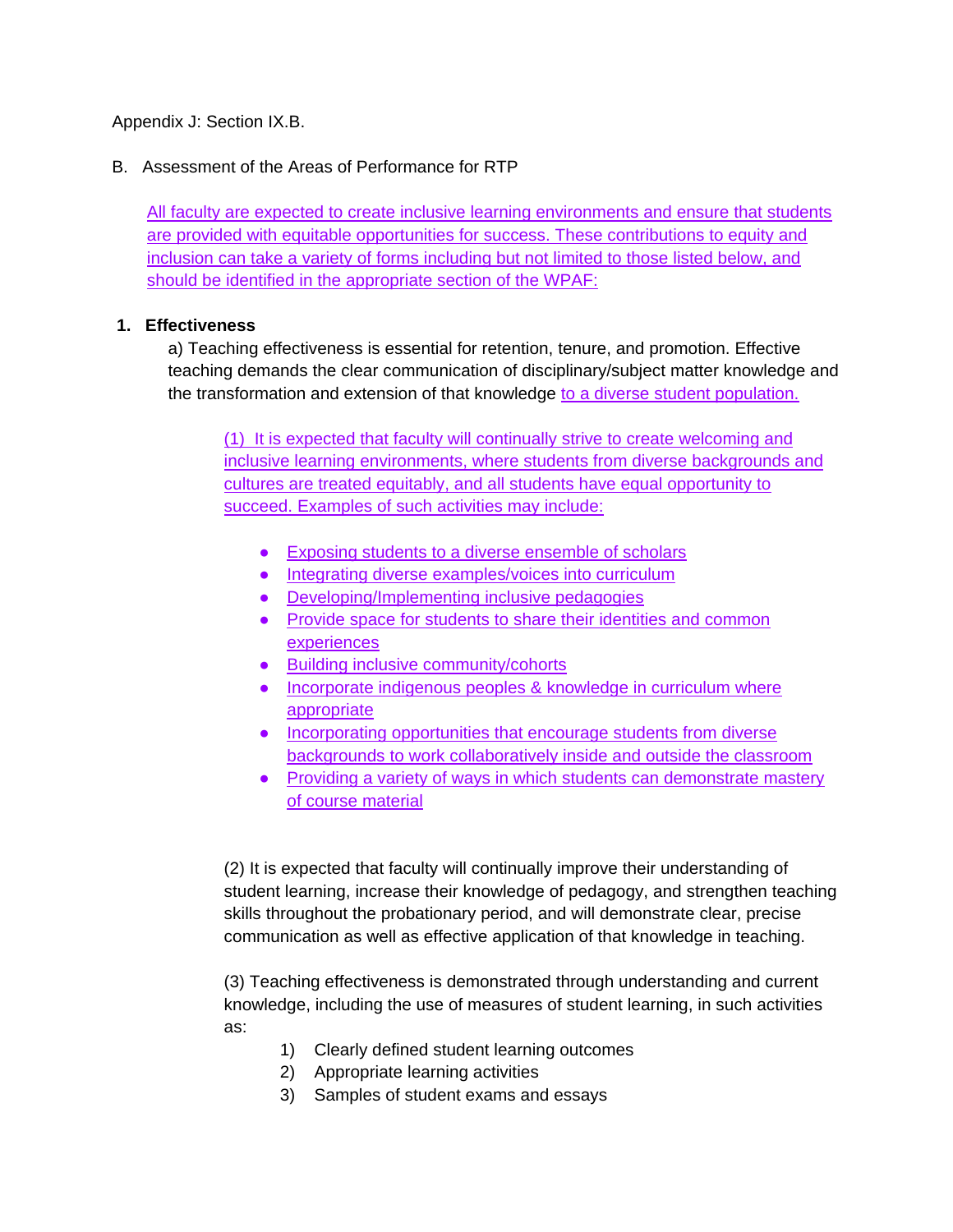Appendix J: Section IX.B.

B. Assessment of the Areas of Performance for RTP

All faculty are expected to create inclusive learning environments and ensure that students are provided with equitable opportunities for success. These contributions to equity and inclusion can take a variety of forms including but not limited to those listed below, and should be identified in the appropriate section of the WPAF:

**1. Effectiveness**

a) Teaching effectiveness is essential for retention, tenure, and promotion. Effective teaching demands the clear communication of disciplinary/subject matter knowledge and the transformation and extension of that knowledge to a diverse student population.

(1) It is expected that faculty will continually strive to create welcoming and inclusive learning environments, where students from diverse backgrounds and cultures are treated equitably, and all students have equal opportunity to succeed. Examples of such activities may include:

- Exposing students to a diverse ensemble of scholars
- Integrating diverse examples/voices into curriculum
- Developing/Implementing inclusive pedagogies
- Provide space for students to share their identities and common experiences
- Building inclusive community/cohorts
- Incorporate indigenous peoples & knowledge in curriculum where appropriate
- Incorporating opportunities that encourage students from diverse backgrounds to work collaboratively inside and outside the classroom
- Providing a variety of ways in which students can demonstrate mastery of course material

(2) It is expected that faculty will continually improve their understanding of student learning, increase their knowledge of pedagogy, and strengthen teaching skills throughout the probationary period, and will demonstrate clear, precise communication as well as effective application of that knowledge in teaching.

(3) Teaching effectiveness is demonstrated through understanding and current knowledge, including the use of measures of student learning, in such activities as:

1) Clearly defined student learning outcomes
2) Appropriate learning activities
3) Samples of student exams and essays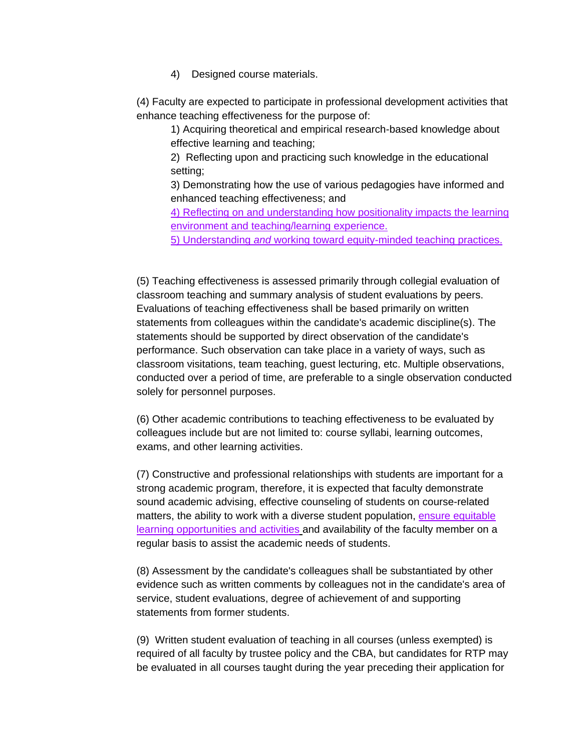4) Designed course materials.

(4) Faculty are expected to participate in professional development activities that enhance teaching effectiveness for the purpose of:

1) Acquiring theoretical and empirical research-based knowledge about effective learning and teaching;
2) Reflecting upon and practicing such knowledge in the educational setting;
3) Demonstrating how the use of various pedagogies have informed and enhanced teaching effectiveness; and
4) Reflecting on and understanding how positionality impacts the learning environment and teaching/learning experience.
5) Understanding *and* working toward equity-minded teaching practices.

(5) Teaching effectiveness is assessed primarily through collegial evaluation of classroom teaching and summary analysis of student evaluations by peers. Evaluations of teaching effectiveness shall be based primarily on written statements from colleagues within the candidate's academic discipline(s). The statements should be supported by direct observation of the candidate's performance. Such observation can take place in a variety of ways, such as classroom visitations, team teaching, guest lecturing, etc. Multiple observations, conducted over a period of time, are preferable to a single observation conducted solely for personnel purposes.

(6) Other academic contributions to teaching effectiveness to be evaluated by colleagues include but are not limited to: course syllabi, learning outcomes, exams, and other learning activities.

(7) Constructive and professional relationships with students are important for a strong academic program, therefore, it is expected that faculty demonstrate sound academic advising, effective counseling of students on course-related matters, the ability to work with a diverse student population, ensure equitable learning opportunities and activities and availability of the faculty member on a regular basis to assist the academic needs of students.

(8) Assessment by the candidate's colleagues shall be substantiated by other evidence such as written comments by colleagues not in the candidate's area of service, student evaluations, degree of achievement of and supporting statements from former students.

(9) Written student evaluation of teaching in all courses (unless exempted) is required of all faculty by trustee policy and the CBA, but candidates for RTP may be evaluated in all courses taught during the year preceding their application for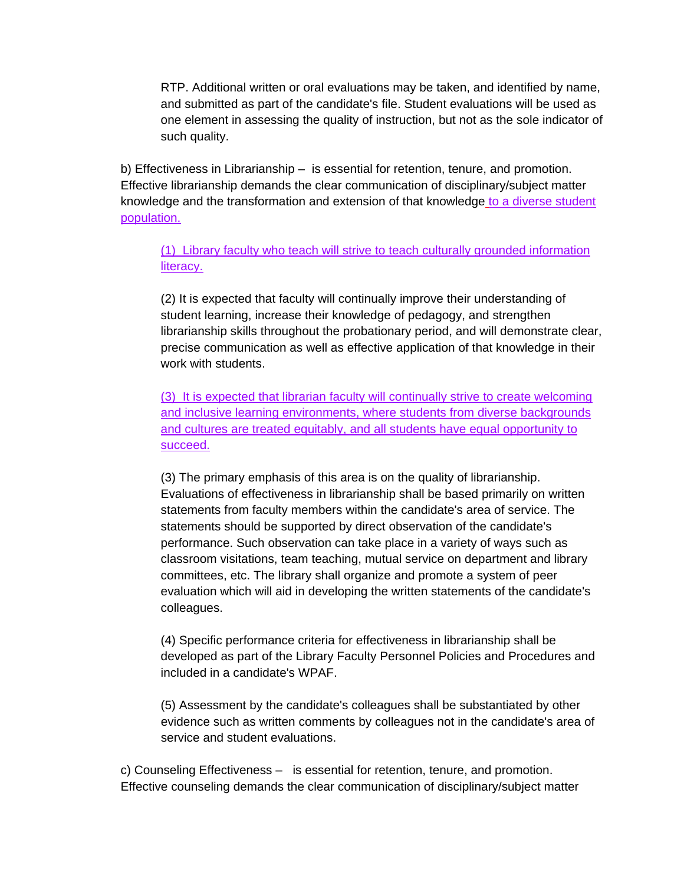RTP. Additional written or oral evaluations may be taken, and identified by name, and submitted as part of the candidate's file. Student evaluations will be used as one element in assessing the quality of instruction, but not as the sole indicator of such quality.

b) Effectiveness in Librarianship – is essential for retention, tenure, and promotion. Effective librarianship demands the clear communication of disciplinary/subject matter knowledge and the transformation and extension of that knowledge to a diverse student population.

(1) Library faculty who teach will strive to teach culturally grounded information literacy.

(2) It is expected that faculty will continually improve their understanding of student learning, increase their knowledge of pedagogy, and strengthen librarianship skills throughout the probationary period, and will demonstrate clear, precise communication as well as effective application of that knowledge in their work with students.

(3) It is expected that librarian faculty will continually strive to create welcoming and inclusive learning environments, where students from diverse backgrounds and cultures are treated equitably, and all students have equal opportunity to succeed.

(3) The primary emphasis of this area is on the quality of librarianship. Evaluations of effectiveness in librarianship shall be based primarily on written statements from faculty members within the candidate's area of service. The statements should be supported by direct observation of the candidate's performance. Such observation can take place in a variety of ways such as classroom visitations, team teaching, mutual service on department and library committees, etc. The library shall organize and promote a system of peer evaluation which will aid in developing the written statements of the candidate's colleagues.

(4) Specific performance criteria for effectiveness in librarianship shall be developed as part of the Library Faculty Personnel Policies and Procedures and included in a candidate's WPAF.

(5) Assessment by the candidate's colleagues shall be substantiated by other evidence such as written comments by colleagues not in the candidate's area of service and student evaluations.

c) Counseling Effectiveness – is essential for retention, tenure, and promotion. Effective counseling demands the clear communication of disciplinary/subject matter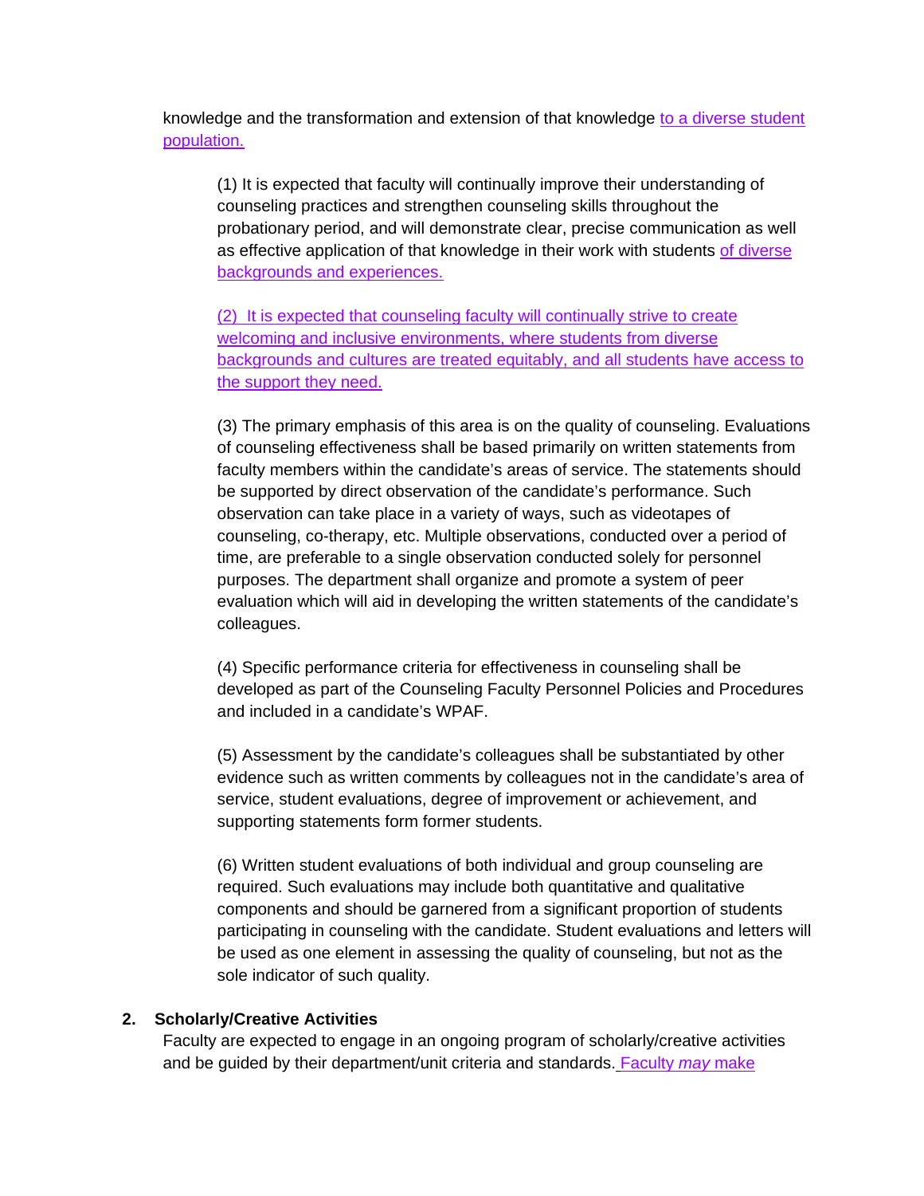knowledge and the transformation and extension of that knowledge to a diverse student population.

(1) It is expected that faculty will continually improve their understanding of counseling practices and strengthen counseling skills throughout the probationary period, and will demonstrate clear, precise communication as well as effective application of that knowledge in their work with students of diverse backgrounds and experiences.

(2) It is expected that counseling faculty will continually strive to create welcoming and inclusive environments, where students from diverse backgrounds and cultures are treated equitably, and all students have access to the support they need.

(3) The primary emphasis of this area is on the quality of counseling. Evaluations of counseling effectiveness shall be based primarily on written statements from faculty members within the candidate's areas of service. The statements should be supported by direct observation of the candidate's performance. Such observation can take place in a variety of ways, such as videotapes of counseling, co-therapy, etc. Multiple observations, conducted over a period of time, are preferable to a single observation conducted solely for personnel purposes. The department shall organize and promote a system of peer evaluation which will aid in developing the written statements of the candidate's colleagues.

(4) Specific performance criteria for effectiveness in counseling shall be developed as part of the Counseling Faculty Personnel Policies and Procedures and included in a candidate's WPAF.

(5) Assessment by the candidate's colleagues shall be substantiated by other evidence such as written comments by colleagues not in the candidate's area of service, student evaluations, degree of improvement or achievement, and supporting statements form former students.

(6) Written student evaluations of both individual and group counseling are required. Such evaluations may include both quantitative and qualitative components and should be garnered from a significant proportion of students participating in counseling with the candidate. Student evaluations and letters will be used as one element in assessing the quality of counseling, but not as the sole indicator of such quality.

**2. Scholarly/Creative Activities**

Faculty are expected to engage in an ongoing program of scholarly/creative activities and be guided by their department/unit criteria and standards. Faculty *may* make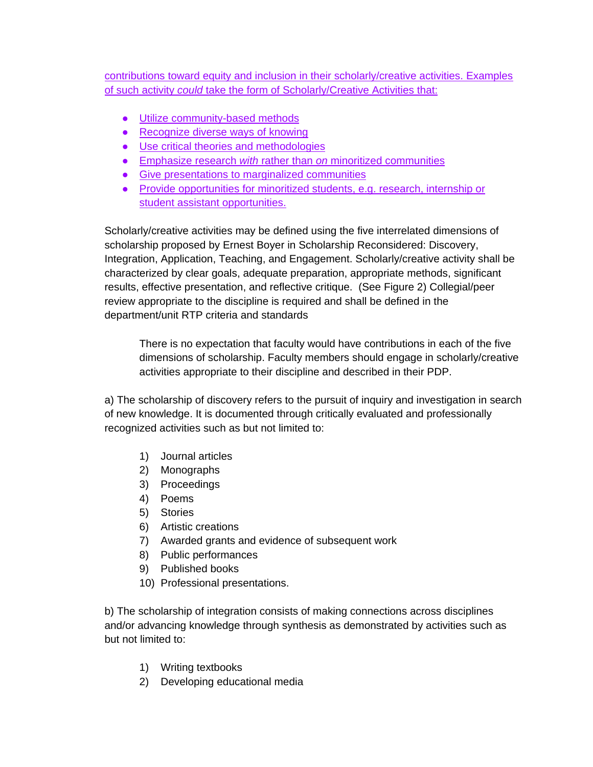contributions toward equity and inclusion in their scholarly/creative activities. Examples of such activity *could* take the form of Scholarly/Creative Activities that:

- Utilize community-based methods
- Recognize diverse ways of knowing
- Use critical theories and methodologies
- Emphasize research *with* rather than *on* minoritized communities
- Give presentations to marginalized communities
- Provide opportunities for minoritized students, e.g. research, internship or student assistant opportunities.

Scholarly/creative activities may be defined using the five interrelated dimensions of scholarship proposed by Ernest Boyer in Scholarship Reconsidered: Discovery, Integration, Application, Teaching, and Engagement. Scholarly/creative activity shall be characterized by clear goals, adequate preparation, appropriate methods, significant results, effective presentation, and reflective critique. (See Figure 2) Collegial/peer review appropriate to the discipline is required and shall be defined in the department/unit RTP criteria and standards

> There is no expectation that faculty would have contributions in each of the five dimensions of scholarship. Faculty members should engage in scholarly/creative activities appropriate to their discipline and described in their PDP.

a) The scholarship of discovery refers to the pursuit of inquiry and investigation in search of new knowledge. It is documented through critically evaluated and professionally recognized activities such as but not limited to:

1) Journal articles
2) Monographs
3) Proceedings
4) Poems
5) Stories
6) Artistic creations
7) Awarded grants and evidence of subsequent work
8) Public performances
9) Published books
10) Professional presentations.

b) The scholarship of integration consists of making connections across disciplines and/or advancing knowledge through synthesis as demonstrated by activities such as but not limited to:

1) Writing textbooks
2) Developing educational media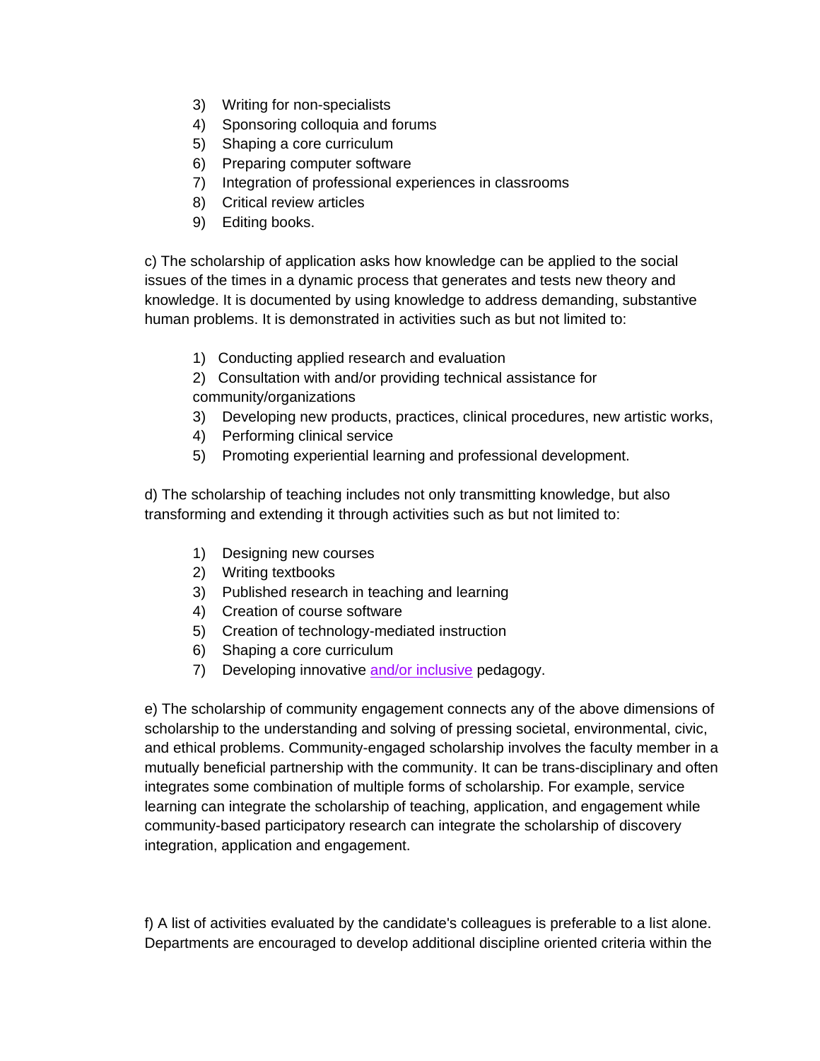3) Writing for non-specialists
4) Sponsoring colloquia and forums
5) Shaping a core curriculum
6) Preparing computer software
7) Integration of professional experiences in classrooms
8) Critical review articles
9) Editing books.

c) The scholarship of application asks how knowledge can be applied to the social issues of the times in a dynamic process that generates and tests new theory and knowledge. It is documented by using knowledge to address demanding, substantive human problems. It is demonstrated in activities such as but not limited to:

1) Conducting applied research and evaluation
2) Consultation with and/or providing technical assistance for community/organizations
3) Developing new products, practices, clinical procedures, new artistic works,
4) Performing clinical service
5) Promoting experiential learning and professional development.

d) The scholarship of teaching includes not only transmitting knowledge, but also transforming and extending it through activities such as but not limited to:

1) Designing new courses
2) Writing textbooks
3) Published research in teaching and learning
4) Creation of course software
5) Creation of technology-mediated instruction
6) Shaping a core curriculum
7) Developing innovative and/or inclusive pedagogy.

e) The scholarship of community engagement connects any of the above dimensions of scholarship to the understanding and solving of pressing societal, environmental, civic, and ethical problems. Community-engaged scholarship involves the faculty member in a mutually beneficial partnership with the community. It can be trans-disciplinary and often integrates some combination of multiple forms of scholarship. For example, service learning can integrate the scholarship of teaching, application, and engagement while community-based participatory research can integrate the scholarship of discovery integration, application and engagement.

f) A list of activities evaluated by the candidate's colleagues is preferable to a list alone. Departments are encouraged to develop additional discipline oriented criteria within the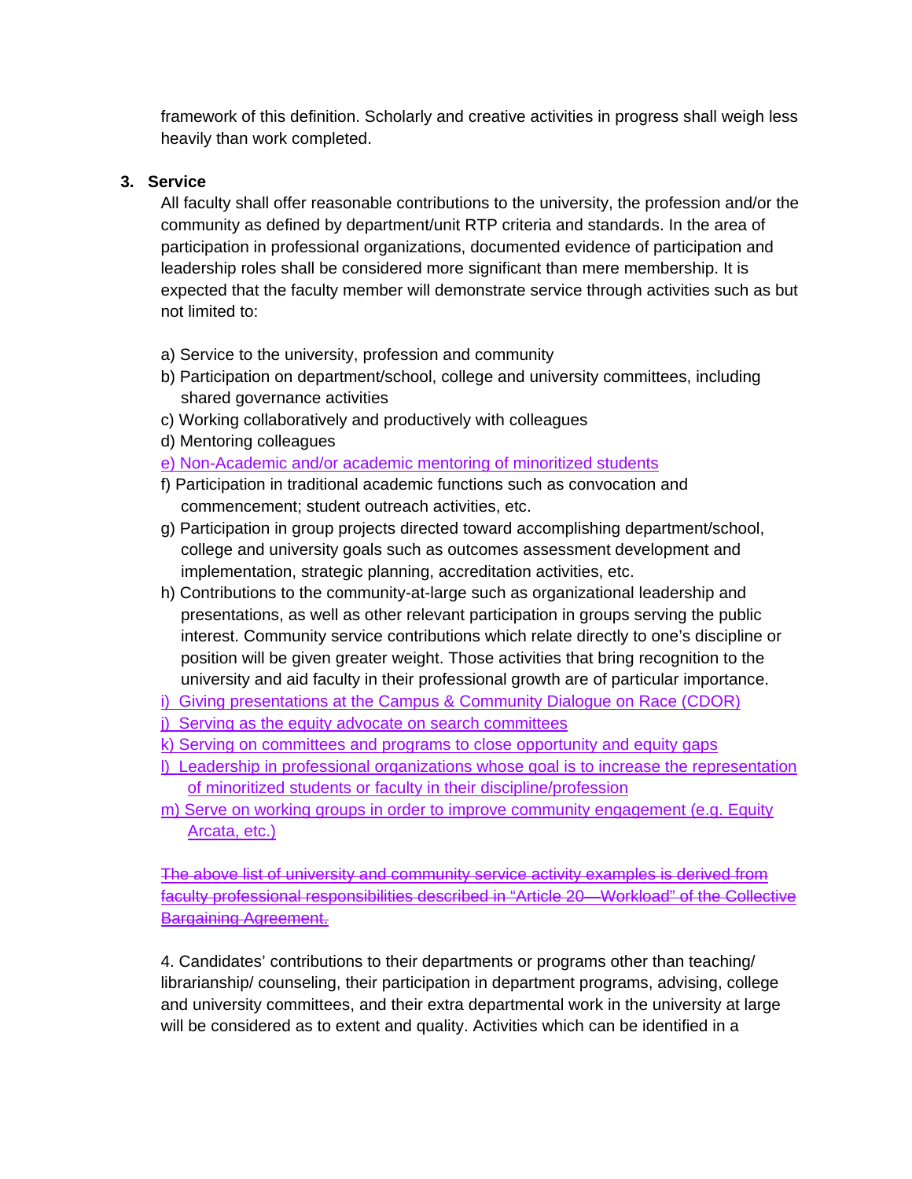framework of this definition. Scholarly and creative activities in progress shall weigh less heavily than work completed.

**3. Service**

All faculty shall offer reasonable contributions to the university, the profession and/or the community as defined by department/unit RTP criteria and standards. In the area of participation in professional organizations, documented evidence of participation and leadership roles shall be considered more significant than mere membership. It is expected that the faculty member will demonstrate service through activities such as but not limited to:

a) Service to the university, profession and community
b) Participation on department/school, college and university committees, including shared governance activities
c) Working collaboratively and productively with colleagues
d) Mentoring colleagues
e) Non-Academic and/or academic mentoring of minoritized students
f) Participation in traditional academic functions such as convocation and commencement; student outreach activities, etc.
g) Participation in group projects directed toward accomplishing department/school, college and university goals such as outcomes assessment development and implementation, strategic planning, accreditation activities, etc.
h) Contributions to the community-at-large such as organizational leadership and presentations, as well as other relevant participation in groups serving the public interest. Community service contributions which relate directly to one's discipline or position will be given greater weight. Those activities that bring recognition to the university and aid faculty in their professional growth are of particular importance.
i) Giving presentations at the Campus & Community Dialogue on Race (CDOR)
j) Serving as the equity advocate on search committees
k) Serving on committees and programs to close opportunity and equity gaps
l) Leadership in professional organizations whose goal is to increase the representation of minoritized students or faculty in their discipline/profession
m) Serve on working groups in order to improve community engagement (e.g. Equity Arcata, etc.)

~~The above list of university and community service activity examples is derived from faculty professional responsibilities described in "Article 20—Workload" of the Collective Bargaining Agreement.~~

4. Candidates' contributions to their departments or programs other than teaching/ librarianship/ counseling, their participation in department programs, advising, college and university committees, and their extra departmental work in the university at large will be considered as to extent and quality. Activities which can be identified in a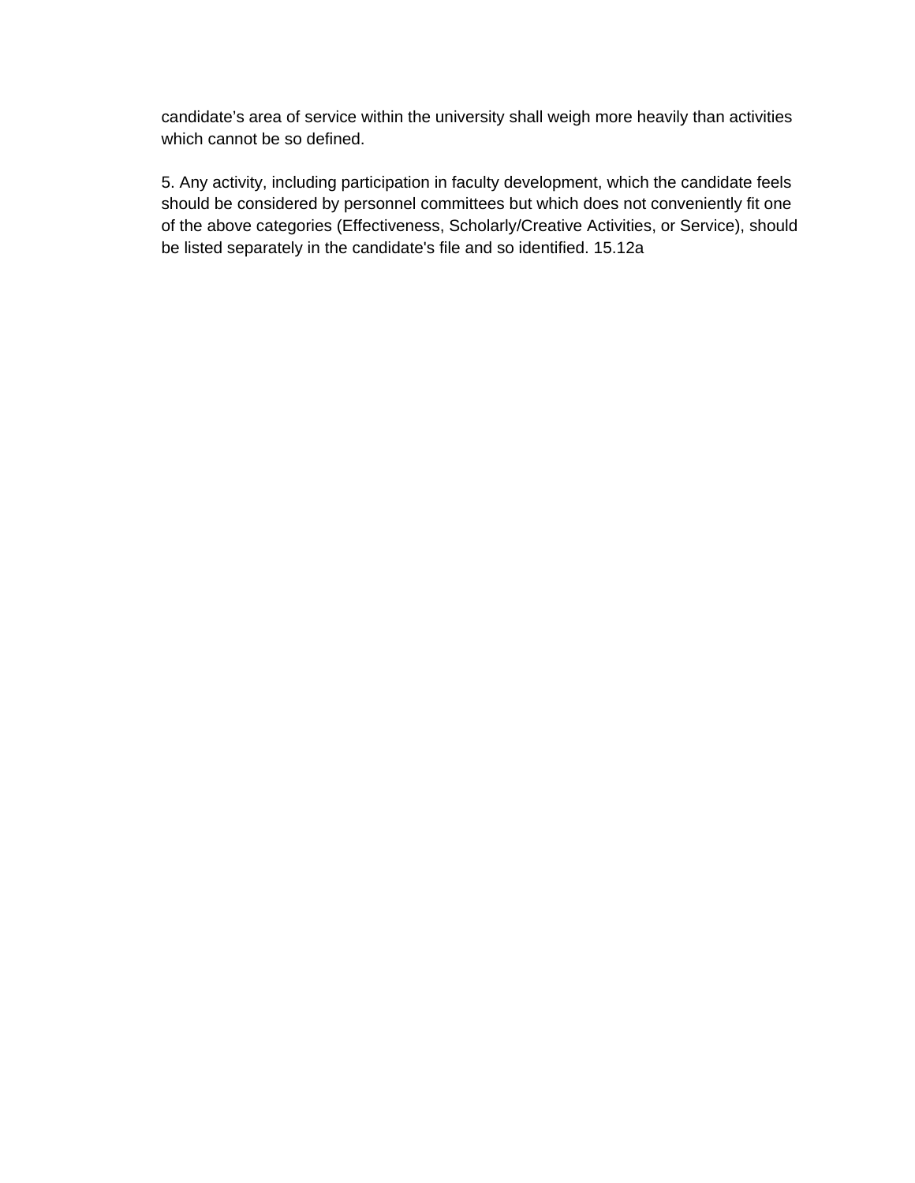candidate’s area of service within the university shall weigh more heavily than activities which cannot be so defined.

5. Any activity, including participation in faculty development, which the candidate feels should be considered by personnel committees but which does not conveniently fit one of the above categories (Effectiveness, Scholarly/Creative Activities, or Service), should be listed separately in the candidate's file and so identified. 15.12a